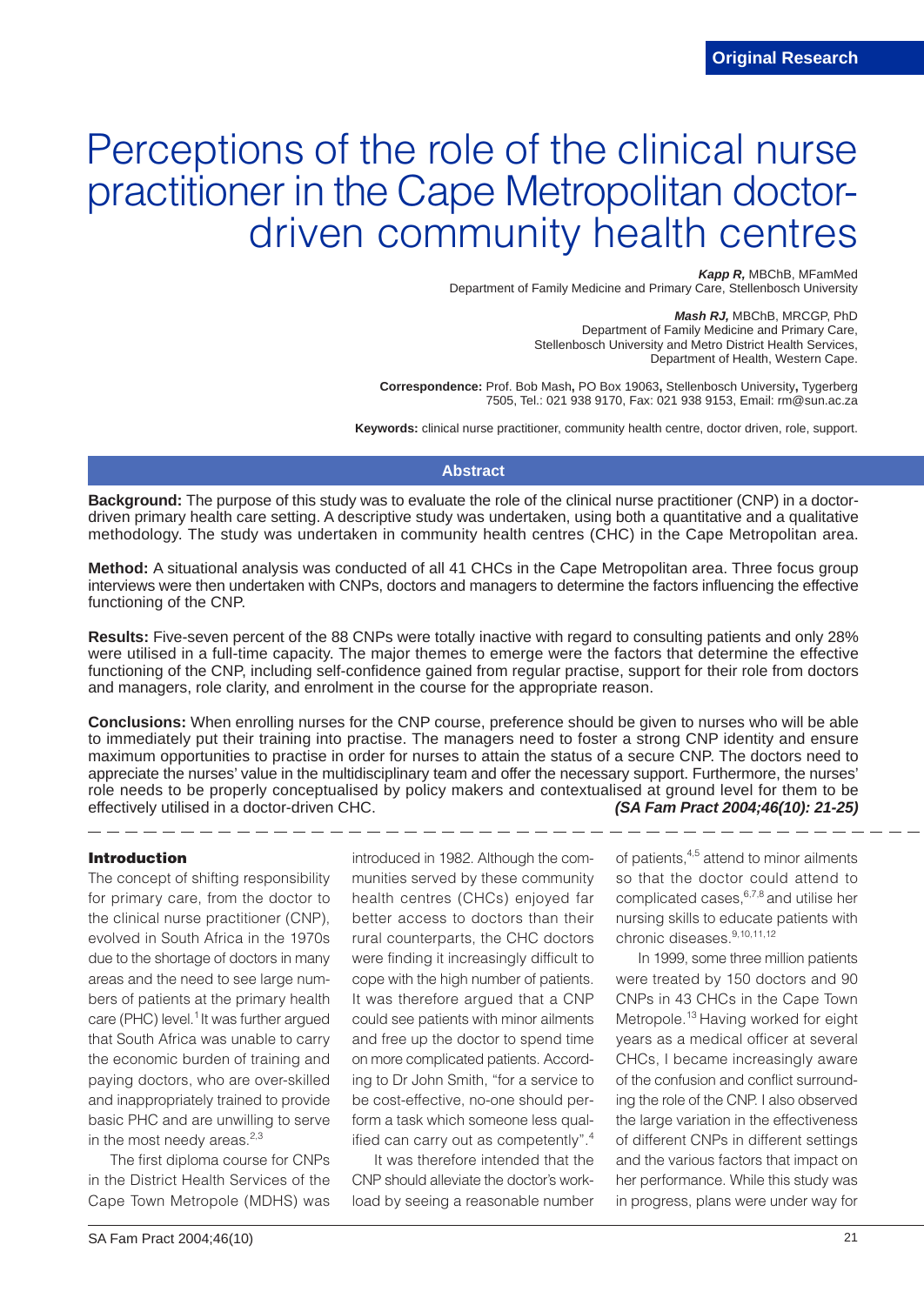Original Research

# Perceptions of the role of the clinical nurse practitioner in the Cape Metropolitan doctor-driven community health centres

***Kapp R,*** MBChB, MFamMed
Department of Family Medicine and Primary Care, Stellenbosch University

***Mash RJ,*** MBChB, MRCGP, PhD
Department of Family Medicine and Primary Care,
Stellenbosch University and Metro District Health Services,
Department of Health, Western Cape.

**Correspondence:** Prof. Bob Mash**,** PO Box 19063**,** Stellenbosch University**,** Tygerberg 7505, Tel.: 021 938 9170, Fax: 021 938 9153, Email: rm@sun.ac.za

**Keywords:** clinical nurse practitioner, community health centre, doctor driven, role, support.

## Abstract

**Background:** The purpose of this study was to evaluate the role of the clinical nurse practitioner (CNP) in a doctor-driven primary health care setting. A descriptive study was undertaken, using both a quantitative and a qualitative methodology. The study was undertaken in community health centres (CHC) in the Cape Metropolitan area.

**Method:** A situational analysis was conducted of all 41 CHCs in the Cape Metropolitan area. Three focus group interviews were then undertaken with CNPs, doctors and managers to determine the factors influencing the effective functioning of the CNP.

**Results:** Five-seven percent of the 88 CNPs were totally inactive with regard to consulting patients and only 28% were utilised in a full-time capacity. The major themes to emerge were the factors that determine the effective functioning of the CNP, including self-confidence gained from regular practise, support for their role from doctors and managers, role clarity, and enrolment in the course for the appropriate reason.

**Conclusions:** When enrolling nurses for the CNP course, preference should be given to nurses who will be able to immediately put their training into practise. The managers need to foster a strong CNP identity and ensure maximum opportunities to practise in order for nurses to attain the status of a secure CNP. The doctors need to appreciate the nurses' value in the multidisciplinary team and offer the necessary support. Furthermore, the nurses' role needs to be properly conceptualised by policy makers and contextualised at ground level for them to be effectively utilised in a doctor-driven CHC. ***(SA Fam Pract 2004;46(10): 21-25)***

## Introduction

The concept of shifting responsibility for primary care, from the doctor to the clinical nurse practitioner (CNP), evolved in South Africa in the 1970s due to the shortage of doctors in many areas and the need to see large numbers of patients at the primary health care (PHC) level.[1] It was further argued that South Africa was unable to carry the economic burden of training and paying doctors, who are over-skilled and inappropriately trained to provide basic PHC and are unwilling to serve in the most needy areas.[2,3]

The first diploma course for CNPs in the District Health Services of the Cape Town Metropole (MDHS) was introduced in 1982. Although the communities served by these community health centres (CHCs) enjoyed far better access to doctors than their rural counterparts, the CHC doctors were finding it increasingly difficult to cope with the high number of patients. It was therefore argued that a CNP could see patients with minor ailments and free up the doctor to spend time on more complicated patients. According to Dr John Smith, "for a service to be cost-effective, no-one should perform a task which someone less qualified can carry out as competently".[4]

It was therefore intended that the CNP should alleviate the doctor's workload by seeing a reasonable number of patients,[4,5] attend to minor ailments so that the doctor could attend to complicated cases,[6,7,8] and utilise her nursing skills to educate patients with chronic diseases.[9,10,11,12]

In 1999, some three million patients were treated by 150 doctors and 90 CNPs in 43 CHCs in the Cape Town Metropole.[13] Having worked for eight years as a medical officer at several CHCs, I became increasingly aware of the confusion and conflict surrounding the role of the CNP. I also observed the large variation in the effectiveness of different CNPs in different settings and the various factors that impact on her performance. While this study was in progress, plans were under way for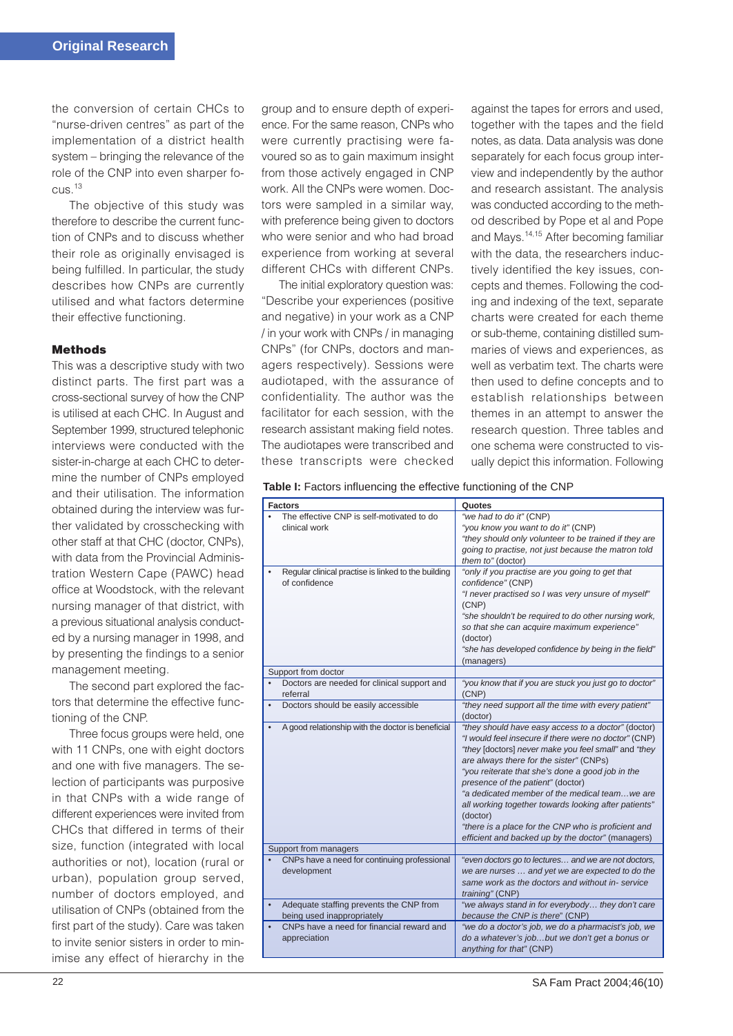the conversion of certain CHCs to "nurse-driven centres" as part of the implementation of a district health system – bringing the relevance of the role of the CNP into even sharper focus.[13]

The objective of this study was therefore to describe the current function of CNPs and to discuss whether their role as originally envisaged is being fulfilled. In particular, the study describes how CNPs are currently utilised and what factors determine their effective functioning.

## Methods

This was a descriptive study with two distinct parts. The first part was a cross-sectional survey of how the CNP is utilised at each CHC. In August and September 1999, structured telephonic interviews were conducted with the sister-in-charge at each CHC to determine the number of CNPs employed and their utilisation. The information obtained during the interview was further validated by crosschecking with other staff at that CHC (doctor, CNPs), with data from the Provincial Administration Western Cape (PAWC) head office at Woodstock, with the relevant nursing manager of that district, with a previous situational analysis conducted by a nursing manager in 1998, and by presenting the findings to a senior management meeting.

The second part explored the factors that determine the effective functioning of the CNP.

Three focus groups were held, one with 11 CNPs, one with eight doctors and one with five managers. The selection of participants was purposive in that CNPs with a wide range of different experiences were invited from CHCs that differed in terms of their size, function (integrated with local authorities or not), location (rural or urban), population group served, number of doctors employed, and utilisation of CNPs (obtained from the first part of the study). Care was taken to invite senior sisters in order to minimise any effect of hierarchy in the group and to ensure depth of experience. For the same reason, CNPs who were currently practising were favoured so as to gain maximum insight from those actively engaged in CNP work. All the CNPs were women. Doctors were sampled in a similar way, with preference being given to doctors who were senior and who had broad experience from working at several different CHCs with different CNPs.

The initial exploratory question was: "Describe your experiences (positive and negative) in your work as a CNP / in your work with CNPs / in managing CNPs" (for CNPs, doctors and managers respectively). Sessions were audiotaped, with the assurance of confidentiality. The author was the facilitator for each session, with the research assistant making field notes. The audiotapes were transcribed and these transcripts were checked against the tapes for errors and used, together with the tapes and the field notes, as data. Data analysis was done separately for each focus group interview and independently by the author and research assistant. The analysis was conducted according to the method described by Pope et al and Pope and Mays.[14,15] After becoming familiar with the data, the researchers inductively identified the key issues, concepts and themes. Following the coding and indexing of the text, separate charts were created for each theme or sub-theme, containing distilled summaries of views and experiences, as well as verbatim text. The charts were then used to define concepts and to establish relationships between themes in an attempt to answer the research question. Three tables and one schema were constructed to visually depict this information. Following

**Table I:** Factors influencing the effective functioning of the CNP

| Factors | Quotes |
|---|---|
| • The effective CNP is self-motivated to do clinical work | *"we had to do it"* (CNP)<br>*"you know you want to do it"* (CNP)<br>*"they should only volunteer to be trained if they are going to practise, not just because the matron told them to"* (doctor) |
| • Regular clinical practise is linked to the building of confidence | *"only if you practise are you going to get that confidence"* (CNP)<br>*"I never practised so I was very unsure of myself"* (CNP)<br>*"she shouldn't be required to do other nursing work, so that she can acquire maximum experience"* (doctor)<br>*"she has developed confidence by being in the field"* (managers) |
| Support from doctor | |
| • Doctors are needed for clinical support and referral | *"you know that if you are stuck you just go to doctor"* (CNP) |
| • Doctors should be easily accessible | *"they need support all the time with every patient"* (doctor) |
| • A good relationship with the doctor is beneficial | *"they should have easy access to a doctor"* (doctor)<br>*"I would feel insecure if there were no doctor"* (CNP)<br>*"they* [doctors] *never make you feel small"* and *"they are always there for the sister"* (CNPs)<br>*"you reiterate that she's done a good job in the presence of the patient"* (doctor)<br>*"a dedicated member of the medical team…we are all working together towards looking after patients"* (doctor)<br>*"there is a place for the CNP who is proficient and efficient and backed up by the doctor"* (managers) |
| Support from managers | |
| • CNPs have a need for continuing professional development | *"even doctors go to lectures… and we are not doctors, we are nurses … and yet we are expected to do the same work as the doctors and without in- service training"* (CNP) |
| • Adequate staffing prevents the CNP from being used inappropriately | *"we always stand in for everybody… they don't care because the CNP is there"* (CNP) |
| • CNPs have a need for financial reward and appreciation | *"we do a doctor's job, we do a pharmacist's job, we do a whatever's job…but we don't get a bonus or anything for that"* (CNP) |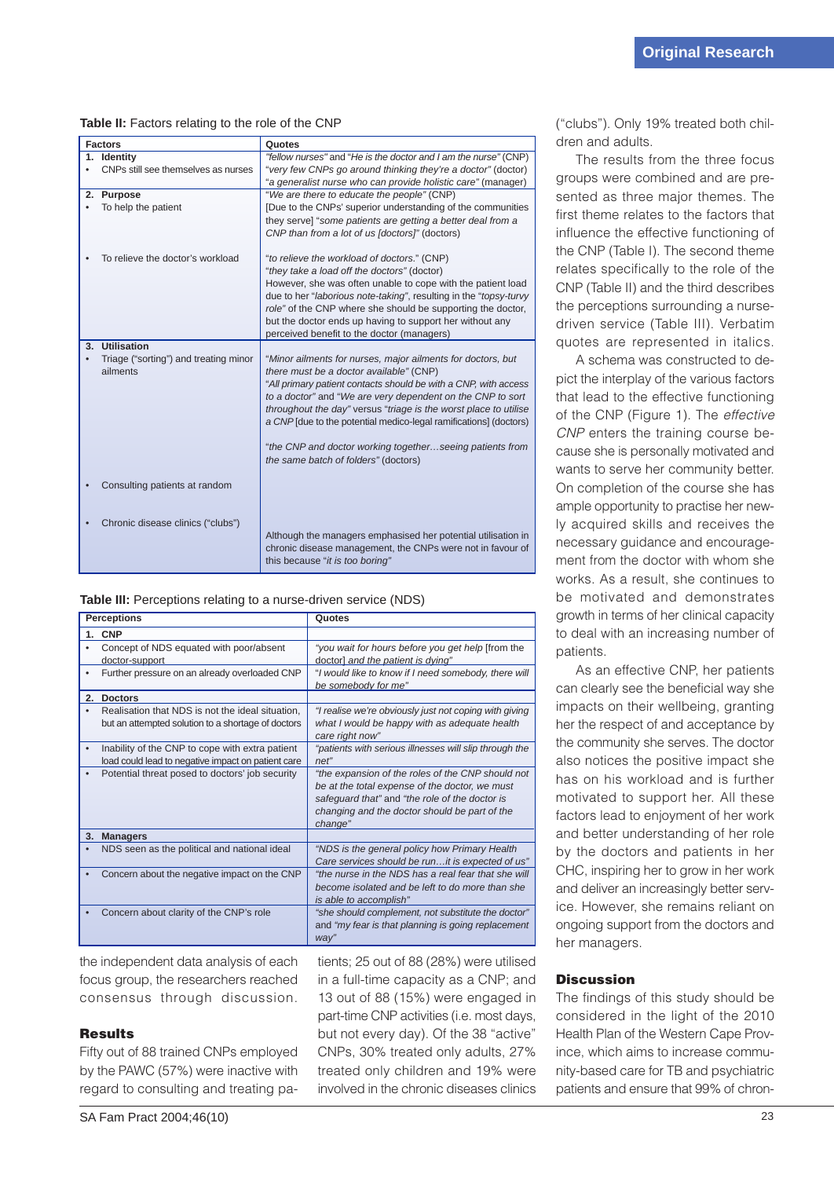**Table II:** Factors relating to the role of the CNP

| Factors | Quotes |
|---|---|
| **1. Identity** | |
| • CNPs still see themselves as nurses | *"fellow nurses"* and *"He is the doctor and I am the nurse"* (CNP) *"very few CNPs go around thinking they're a doctor"* (doctor) *"a generalist nurse who can provide holistic care"* (manager) |
| **2. Purpose** | |
| • To help the patient | "*We are there to educate the people*" (CNP) [Due to the CNPs' superior understanding of the communities they serve] "*some patients are getting a better deal from a CNP than from a lot of us [doctors]*" (doctors) |
| • To relieve the doctor's workload | "*to relieve the workload of doctors.*" (CNP) "*they take a load off the doctors*" (doctor) However, she was often unable to cope with the patient load due to her "*laborious note-taking*", resulting in the "*topsy-turvy role*" of the CNP where she should be supporting the doctor, but the doctor ends up having to support her without any perceived benefit to the doctor (managers) |
| **3. Utilisation** | |
| • Triage ("sorting") and treating minor ailments | "*Minor ailments for nurses, major ailments for doctors, but there must be a doctor available*" (CNP) "*All primary patient contacts should be with a CNP, with access to a doctor*" and "*We are very dependent on the CNP to sort throughout the day*" versus "*triage is the worst place to utilise a CNP* [due to the potential medico-legal ramifications] (doctors) "*the CNP and doctor working together…seeing patients from the same batch of folders*" (doctors) |
| • Consulting patients at random | |
| • Chronic disease clinics ("clubs") | Although the managers emphasised her potential utilisation in chronic disease management, the CNPs were not in favour of this because "*it is too boring*" |

**Table III:** Perceptions relating to a nurse-driven service (NDS)

| Perceptions | Quotes |
|---|---|
| **1. CNP** | |
| • Concept of NDS equated with poor/absent doctor-support | *"you wait for hours before you get help* [from the doctor] *and the patient is dying"* |
| • Further pressure on an already overloaded CNP | *"I would like to know if I need somebody, there will be somebody for me"* |
| **2. Doctors** | |
| • Realisation that NDS is not the ideal situation, but an attempted solution to a shortage of doctors | *"I realise we're obviously just not coping with giving what I would be happy with as adequate health care right now"* |
| • Inability of the CNP to cope with extra patient load could lead to negative impact on patient care | *"patients with serious illnesses will slip through the net"* |
| • Potential threat posed to doctors' job security | *"the expansion of the roles of the CNP should not be at the total expense of the doctor, we must safeguard that"* and *"the role of the doctor is changing and the doctor should be part of the change"* |
| **3. Managers** | |
| • NDS seen as the political and national ideal | *"NDS is the general policy how Primary Health Care services should be run…it is expected of us"* |
| • Concern about the negative impact on the CNP | *"the nurse in the NDS has a real fear that she will become isolated and be left to do more than she is able to accomplish"* |
| • Concern about clarity of the CNP's role | *"she should complement, not substitute the doctor"* and *"my fear is that planning is going replacement way"* |

the independent data analysis of each focus group, the researchers reached consensus through discussion.

## Results

Fifty out of 88 trained CNPs employed by the PAWC (57%) were inactive with regard to consulting and treating patients; 25 out of 88 (28%) were utilised in a full-time capacity as a CNP; and 13 out of 88 (15%) were engaged in part-time CNP activities (i.e. most days, but not every day). Of the 38 "active" CNPs, 30% treated only adults, 27% treated only children and 19% were involved in the chronic diseases clinics ("clubs"). Only 19% treated both children and adults.

The results from the three focus groups were combined and are presented as three major themes. The first theme relates to the factors that influence the effective functioning of the CNP (Table I). The second theme relates specifically to the role of the CNP (Table II) and the third describes the perceptions surrounding a nurse-driven service (Table III). Verbatim quotes are represented in italics.

A schema was constructed to depict the interplay of the various factors that lead to the effective functioning of the CNP (Figure 1). The *effective CNP* enters the training course because she is personally motivated and wants to serve her community better. On completion of the course she has ample opportunity to practise her newly acquired skills and receives the necessary guidance and encouragement from the doctor with whom she works. As a result, she continues to be motivated and demonstrates growth in terms of her clinical capacity to deal with an increasing number of patients.

As an effective CNP, her patients can clearly see the beneficial way she impacts on their wellbeing, granting her the respect of and acceptance by the community she serves. The doctor also notices the positive impact she has on his workload and is further motivated to support her. All these factors lead to enjoyment of her work and better understanding of her role by the doctors and patients in her CHC, inspiring her to grow in her work and deliver an increasingly better service. However, she remains reliant on ongoing support from the doctors and her managers.

## Discussion

The findings of this study should be considered in the light of the 2010 Health Plan of the Western Cape Province, which aims to increase community-based care for TB and psychiatric patients and ensure that 99% of chron-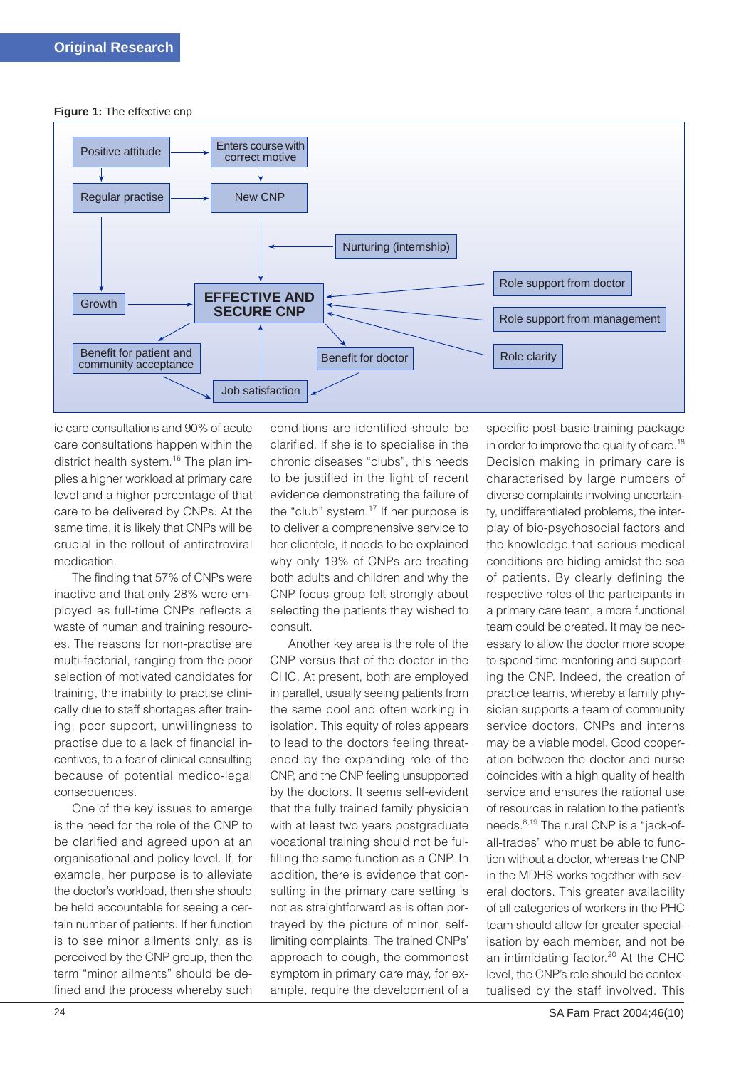**Figure 1:** The effective cnp

Positive attitude

Enters course with correct motive

Regular practise

New CNP

Nurturing (internship)

Role support from doctor

Growth

EFFECTIVE AND SECURE CNP

Role support from management

Benefit for patient and community acceptance

Benefit for doctor

Role clarity

Job satisfaction

ic care consultations and 90% of acute care consultations happen within the district health system.[16] The plan implies a higher workload at primary care level and a higher percentage of that care to be delivered by CNPs. At the same time, it is likely that CNPs will be crucial in the rollout of antiretroviral medication.

The finding that 57% of CNPs were inactive and that only 28% were employed as full-time CNPs reflects a waste of human and training resources. The reasons for non-practise are multi-factorial, ranging from the poor selection of motivated candidates for training, the inability to practise clinically due to staff shortages after training, poor support, unwillingness to practise due to a lack of financial incentives, to a fear of clinical consulting because of potential medico-legal consequences.

One of the key issues to emerge is the need for the role of the CNP to be clarified and agreed upon at an organisational and policy level. If, for example, her purpose is to alleviate the doctor's workload, then she should be held accountable for seeing a certain number of patients. If her function is to see minor ailments only, as is perceived by the CNP group, then the term "minor ailments" should be defined and the process whereby such conditions are identified should be clarified. If she is to specialise in the chronic diseases "clubs", this needs to be justified in the light of recent evidence demonstrating the failure of the "club" system.[17] If her purpose is to deliver a comprehensive service to her clientele, it needs to be explained why only 19% of CNPs are treating both adults and children and why the CNP focus group felt strongly about selecting the patients they wished to consult.

Another key area is the role of the CNP versus that of the doctor in the CHC. At present, both are employed in parallel, usually seeing patients from the same pool and often working in isolation. This equity of roles appears to lead to the doctors feeling threatened by the expanding role of the CNP, and the CNP feeling unsupported by the doctors. It seems self-evident that the fully trained family physician with at least two years postgraduate vocational training should not be fulfilling the same function as a CNP. In addition, there is evidence that consulting in the primary care setting is not as straightforward as is often portrayed by the picture of minor, self-limiting complaints. The trained CNPs' approach to cough, the commonest symptom in primary care may, for example, require the development of a specific post-basic training package in order to improve the quality of care.[18] Decision making in primary care is characterised by large numbers of diverse complaints involving uncertainty, undifferentiated problems, the interplay of bio-psychosocial factors and the knowledge that serious medical conditions are hiding amidst the sea of patients. By clearly defining the respective roles of the participants in a primary care team, a more functional team could be created. It may be necessary to allow the doctor more scope to spend time mentoring and supporting the CNP. Indeed, the creation of practice teams, whereby a family physician supports a team of community service doctors, CNPs and interns may be a viable model. Good cooperation between the doctor and nurse coincides with a high quality of health service and ensures the rational use of resources in relation to the patient's needs.[8,19] The rural CNP is a "jack-of-all-trades" who must be able to function without a doctor, whereas the CNP in the MDHS works together with several doctors. This greater availability of all categories of workers in the PHC team should allow for greater specialisation by each member, and not be an intimidating factor.[20] At the CHC level, the CNP's role should be contextualised by the staff involved. This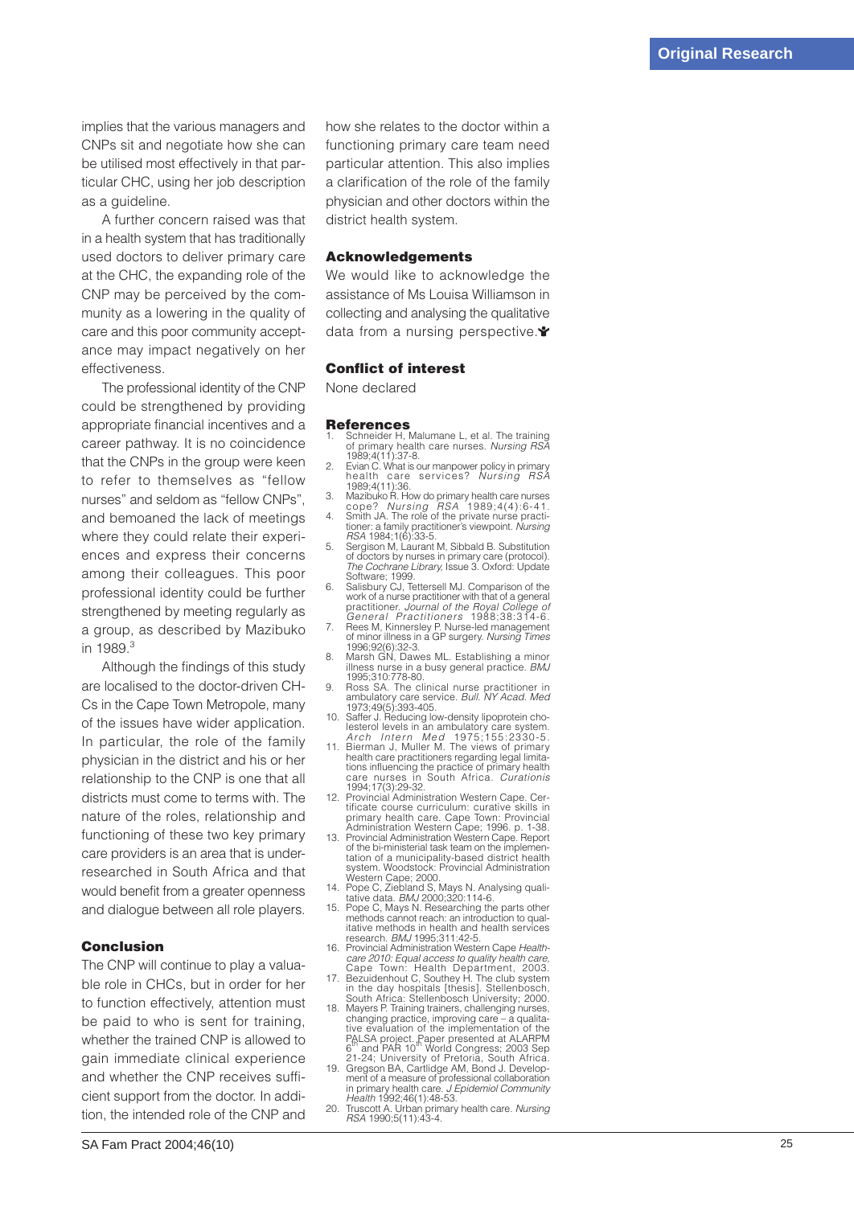implies that the various managers and CNPs sit and negotiate how she can be utilised most effectively in that particular CHC, using her job description as a guideline.

A further concern raised was that in a health system that has traditionally used doctors to deliver primary care at the CHC, the expanding role of the CNP may be perceived by the community as a lowering in the quality of care and this poor community acceptance may impact negatively on her effectiveness.

The professional identity of the CNP could be strengthened by providing appropriate financial incentives and a career pathway. It is no coincidence that the CNPs in the group were keen to refer to themselves as "fellow nurses" and seldom as "fellow CNPs", and bemoaned the lack of meetings where they could relate their experiences and express their concerns among their colleagues. This poor professional identity could be further strengthened by meeting regularly as a group, as described by Mazibuko in 1989.[3]

Although the findings of this study are localised to the doctor-driven CHCs in the Cape Town Metropole, many of the issues have wider application. In particular, the role of the family physician in the district and his or her relationship to the CNP is one that all districts must come to terms with. The nature of the roles, relationship and functioning of these two key primary care providers is an area that is under-researched in South Africa and that would benefit from a greater openness and dialogue between all role players.

### Conclusion

The CNP will continue to play a valuable role in CHCs, but in order for her to function effectively, attention must be paid to who is sent for training, whether the trained CNP is allowed to gain immediate clinical experience and whether the CNP receives sufficient support from the doctor. In addition, the intended role of the CNP and how she relates to the doctor within a functioning primary care team need particular attention. This also implies a clarification of the role of the family physician and other doctors within the district health system.

### Acknowledgements

We would like to acknowledge the assistance of Ms Louisa Williamson in collecting and analysing the qualitative data from a nursing perspective.

### Conflict of interest

None declared

### References

1. Schneider H, Malumane L, et al. The training of primary health care nurses. *Nursing RSA* 1989;4(11):37-8.
2. Evian C. What is our manpower policy in primary health care services? *Nursing RSA* 1989;4(11):36.
3. Mazibuko R. How do primary health care nurses cope? *Nursing RSA* 1989;4(4):6-41.
4. Smith JA. The role of the private nurse practitioner: a family practitioner's viewpoint. *Nursing RSA* 1984;1(6):33-5.
5. Sergison M, Laurant M, Sibbald B. Substitution of doctors by nurses in primary care (protocol). *The Cochrane Library*, Issue 3. Oxford: Update Software; 1999.
6. Salisbury CJ, Tettersell MJ. Comparison of the work of a nurse practitioner with that of a general practitioner. *Journal of the Royal College of General Practitioners* 1988;38:314-6.
7. Rees M, Kinnersley P. Nurse-led management of minor illness in a GP surgery. *Nursing Times* 1996;92(6):32-3.
8. Marsh GN, Dawes ML. Establishing a minor illness nurse in a busy general practice. *BMJ* 1995;310:778-80.
9. Ross SA. The clinical nurse practitioner in ambulatory care service. *Bull. NY Acad. Med* 1973;49(5):393-405.
10. Saffer J. Reducing low-density lipoprotein cholesterol levels in an ambulatory care system. *Arch Intern Med* 1975;155:2330-5.
11. Bierman J, Muller M. The views of primary health care practitioners regarding legal limitations influencing the practice of primary health care nurses in South Africa. *Curationis* 1994;17(3):29-32.
12. Provincial Administration Western Cape. Certificate course curriculum: curative skills in primary health care. Cape Town: Provincial Administration Western Cape; 1996. p. 1-38.
13. Provincial Administration Western Cape. Report of the bi-ministerial task team on the implementation of a municipality-based district health system. Woodstock: Provincial Administration Western Cape; 2000.
14. Pope C, Ziebland S, Mays N. Analysing qualitative data. *BMJ* 2000;320:114-6.
15. Pope C, Mays N. Researching the parts other methods cannot reach: an introduction to qualitative methods in health and health services research. *BMJ* 1995;311:42-5.
16. Provincial Administration Western Cape *Healthcare 2010: Equal access to quality health care*, Cape Town: Health Department, 2003.
17. Bezuidenhout C, Southey H. The club system in the day hospitals [thesis]. Stellenbosch, South Africa: Stellenbosch University; 2000.
18. Mayers P. Training trainers, challenging nurses, changing practice, improving care – a qualitative evaluation of the implementation of the PALSA project. Paper presented at ALARPM 6th and PAR 10th World Congress; 2003 Sep 21-24; University of Pretoria, South Africa.
19. Gregson BA, Cartlidge AM, Bond J. Development of a measure of professional collaboration in primary health care. *J Epidemiol Community Health* 1992;46(1):48-53.
20. Truscott A. Urban primary health care. *Nursing RSA* 1990;5(11):43-4.